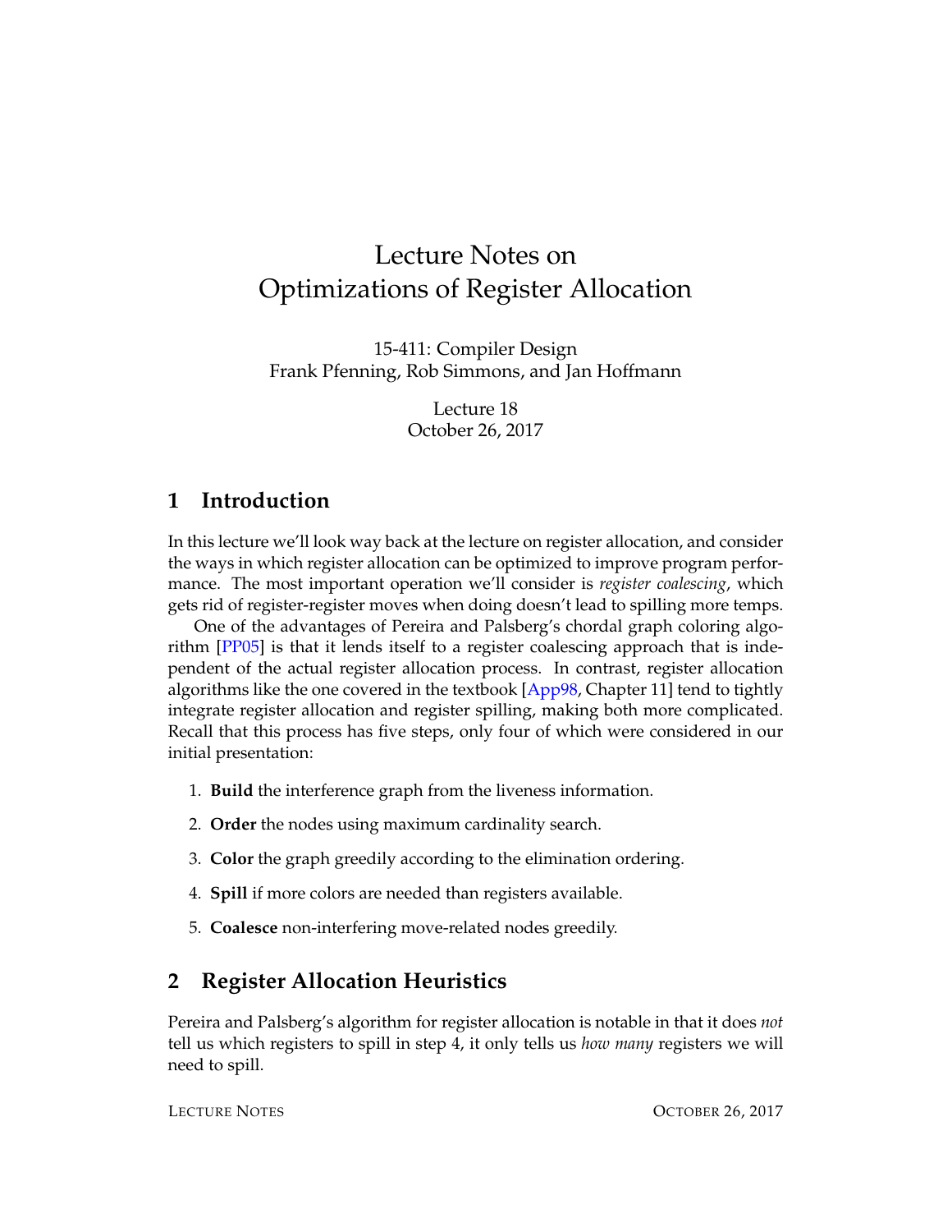# Lecture Notes on Optimizations of Register Allocation

15-411: Compiler Design
Frank Pfenning, Rob Simmons, and Jan Hoffmann

Lecture 18
October 26, 2017

## 1 Introduction

In this lecture we'll look way back at the lecture on register allocation, and consider the ways in which register allocation can be optimized to improve program performance. The most important operation we'll consider is *register coalescing*, which gets rid of register-register moves when doing doesn't lead to spilling more temps.

One of the advantages of Pereira and Palsberg's chordal graph coloring algorithm [PP05] is that it lends itself to a register coalescing approach that is independent of the actual register allocation process. In contrast, register allocation algorithms like the one covered in the textbook [App98, Chapter 11] tend to tightly integrate register allocation and register spilling, making both more complicated. Recall that this process has five steps, only four of which were considered in our initial presentation:

1. **Build** the interference graph from the liveness information.
2. **Order** the nodes using maximum cardinality search.
3. **Color** the graph greedily according to the elimination ordering.
4. **Spill** if more colors are needed than registers available.
5. **Coalesce** non-interfering move-related nodes greedily.

## 2 Register Allocation Heuristics

Pereira and Palsberg's algorithm for register allocation is notable in that it does *not* tell us which registers to spill in step 4, it only tells us *how many* registers we will need to spill.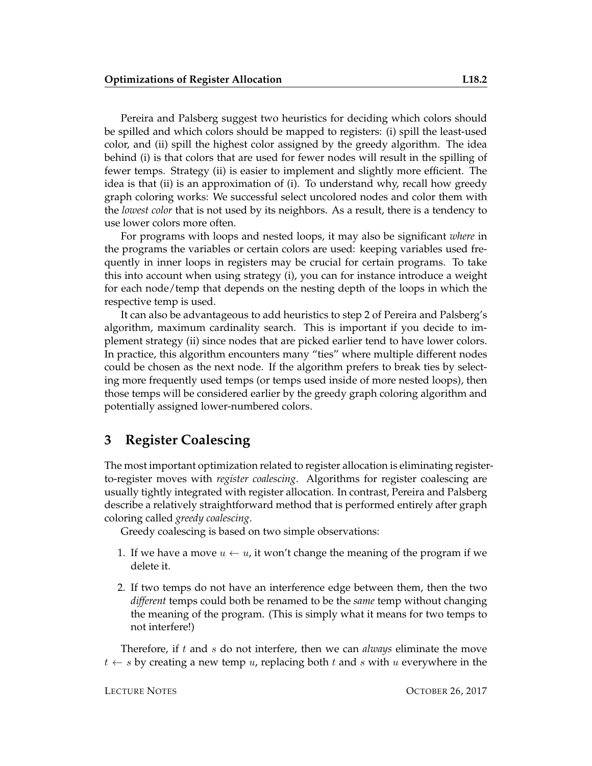Pereira and Palsberg suggest two heuristics for deciding which colors should be spilled and which colors should be mapped to registers: (i) spill the least-used color, and (ii) spill the highest color assigned by the greedy algorithm. The idea behind (i) is that colors that are used for fewer nodes will result in the spilling of fewer temps. Strategy (ii) is easier to implement and slightly more efficient. The idea is that (ii) is an approximation of (i). To understand why, recall how greedy graph coloring works: We successful select uncolored nodes and color them with the *lowest color* that is not used by its neighbors. As a result, there is a tendency to use lower colors more often.

For programs with loops and nested loops, it may also be significant *where* in the programs the variables or certain colors are used: keeping variables used frequently in inner loops in registers may be crucial for certain programs. To take this into account when using strategy (i), you can for instance introduce a weight for each node/temp that depends on the nesting depth of the loops in which the respective temp is used.

It can also be advantageous to add heuristics to step 2 of Pereira and Palsberg's algorithm, maximum cardinality search. This is important if you decide to implement strategy (ii) since nodes that are picked earlier tend to have lower colors. In practice, this algorithm encounters many "ties" where multiple different nodes could be chosen as the next node. If the algorithm prefers to break ties by selecting more frequently used temps (or temps used inside of more nested loops), then those temps will be considered earlier by the greedy graph coloring algorithm and potentially assigned lower-numbered colors.

## 3 Register Coalescing

The most important optimization related to register allocation is eliminating register-to-register moves with *register coalescing*. Algorithms for register coalescing are usually tightly integrated with register allocation. In contrast, Pereira and Palsberg describe a relatively straightforward method that is performed entirely after graph coloring called *greedy coalescing*.

Greedy coalescing is based on two simple observations:

1. If we have a move $u \leftarrow u$, it won't change the meaning of the program if we delete it.
2. If two temps do not have an interference edge between them, then the two *different* temps could both be renamed to be the *same* temp without changing the meaning of the program. (This is simply what it means for two temps to not interfere!)

Therefore, if $t$ and $s$ do not interfere, then we can *always* eliminate the move $t \leftarrow s$ by creating a new temp $u$, replacing both $t$ and $s$ with $u$ everywhere in the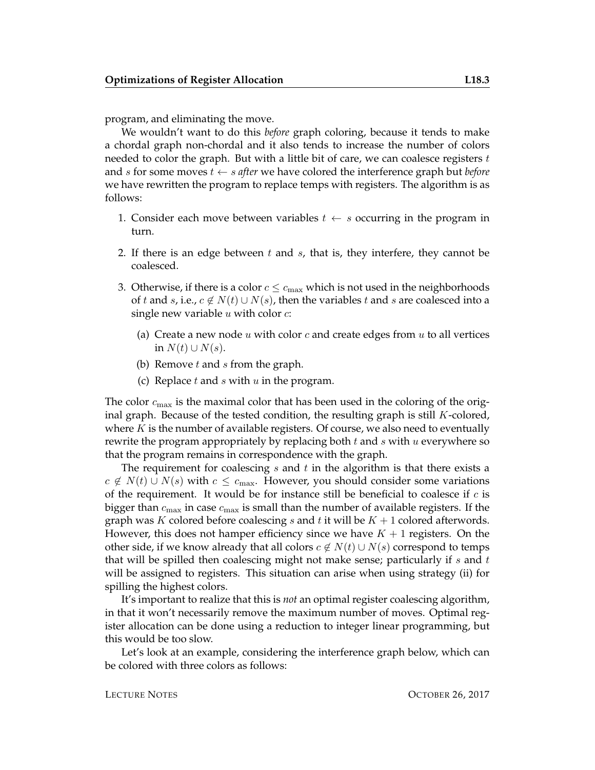program, and eliminating the move.

We wouldn't want to do this *before* graph coloring, because it tends to make a chordal graph non-chordal and it also tends to increase the number of colors needed to color the graph. But with a little bit of care, we can coalesce registers $t$ and $s$ for some moves $t \leftarrow s$ *after* we have colored the interference graph but *before* we have rewritten the program to replace temps with registers. The algorithm is as follows:

1. Consider each move between variables $t \leftarrow s$ occurring in the program in turn.

2. If there is an edge between $t$ and $s$, that is, they interfere, they cannot be coalesced.

3. Otherwise, if there is a color $c \leq c_{\max}$ which is not used in the neighborhoods of $t$ and $s$, i.e., $c \notin N(t) \cup N(s)$, then the variables $t$ and $s$ are coalesced into a single new variable $u$ with color $c$:

   (a) Create a new node $u$ with color $c$ and create edges from $u$ to all vertices in $N(t) \cup N(s)$.

   (b) Remove $t$ and $s$ from the graph.

   (c) Replace $t$ and $s$ with $u$ in the program.

The color $c_{\max}$ is the maximal color that has been used in the coloring of the original graph. Because of the tested condition, the resulting graph is still $K$-colored, where $K$ is the number of available registers. Of course, we also need to eventually rewrite the program appropriately by replacing both $t$ and $s$ with $u$ everywhere so that the program remains in correspondence with the graph.

The requirement for coalescing $s$ and $t$ in the algorithm is that there exists a $c \notin N(t) \cup N(s)$ with $c \leq c_{\max}$. However, you should consider some variations of the requirement. It would be for instance still be beneficial to coalesce if $c$ is bigger than $c_{\max}$ in case $c_{\max}$ is small than the number of available registers. If the graph was $K$ colored before coalescing $s$ and $t$ it will be $K + 1$ colored afterwords. However, this does not hamper efficiency since we have $K + 1$ registers. On the other side, if we know already that all colors $c \notin N(t) \cup N(s)$ correspond to temps that will be spilled then coalescing might not make sense; particularly if $s$ and $t$ will be assigned to registers. This situation can arise when using strategy (ii) for spilling the highest colors.

It's important to realize that this is *not* an optimal register coalescing algorithm, in that it won't necessarily remove the maximum number of moves. Optimal register allocation can be done using a reduction to integer linear programming, but this would be too slow.

Let's look at an example, considering the interference graph below, which can be colored with three colors as follows: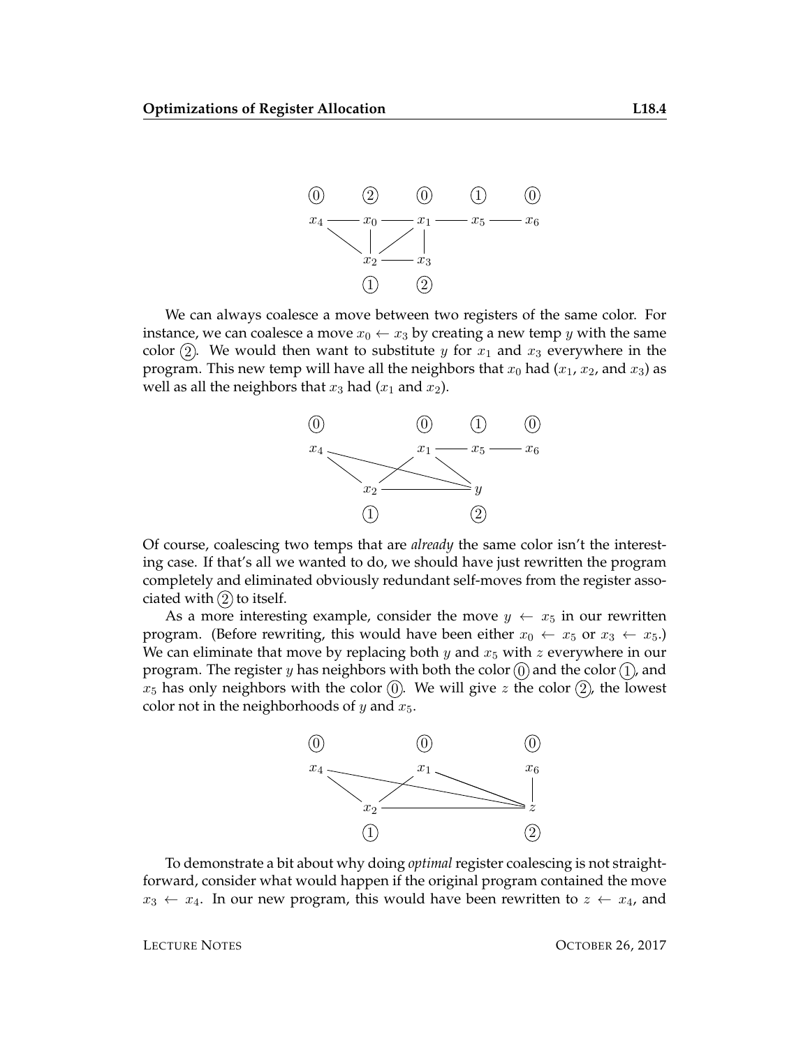We can always coalesce a move between two registers of the same color. For instance, we can coalesce a move $x_0 \leftarrow x_3$ by creating a new temp $y$ with the same color ②. We would then want to substitute $y$ for $x_1$ and $x_3$ everywhere in the program. This new temp will have all the neighbors that $x_0$ had ($x_1$, $x_2$, and $x_3$) as well as all the neighbors that $x_3$ had ($x_1$ and $x_2$).

Of course, coalescing two temps that are *already* the same color isn't the interesting case. If that's all we wanted to do, we should have just rewritten the program completely and eliminated obviously redundant self-moves from the register associated with ② to itself.

As a more interesting example, consider the move $y \leftarrow x_5$ in our rewritten program. (Before rewriting, this would have been either $x_0 \leftarrow x_5$ or $x_3 \leftarrow x_5$.) We can eliminate that move by replacing both $y$ and $x_5$ with $z$ everywhere in our program. The register $y$ has neighbors with both the color ⓪ and the color ①, and $x_5$ has only neighbors with the color ⓪. We will give $z$ the color ②, the lowest color not in the neighborhoods of $y$ and $x_5$.

To demonstrate a bit about why doing *optimal* register coalescing is not straightforward, consider what would happen if the original program contained the move $x_3 \leftarrow x_4$. In our new program, this would have been rewritten to $z \leftarrow x_4$, and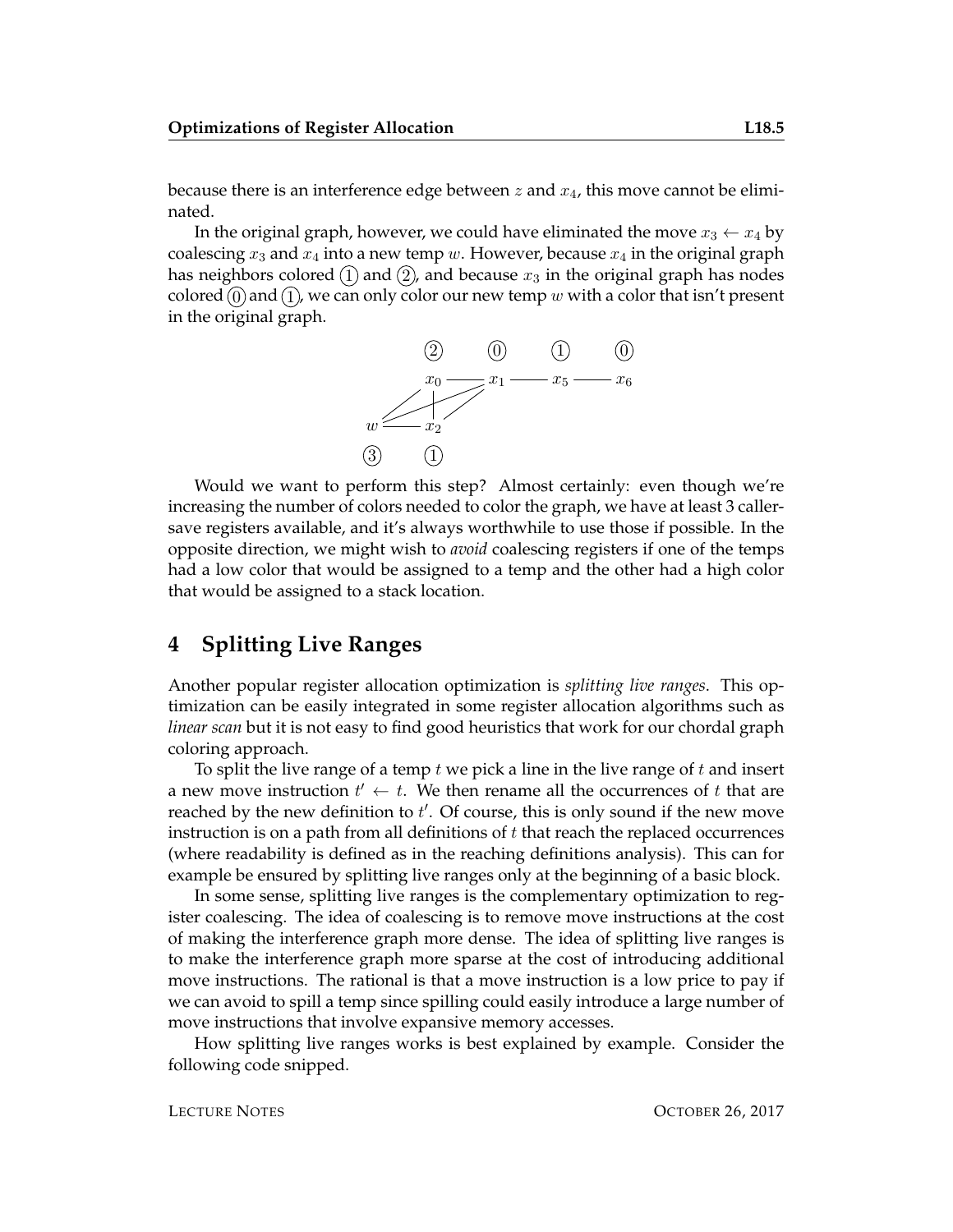because there is an interference edge between $z$ and $x_4$, this move cannot be eliminated.

In the original graph, however, we could have eliminated the move $x_3 \leftarrow x_4$ by coalescing $x_3$ and $x_4$ into a new temp $w$. However, because $x_4$ in the original graph has neighbors colored (1) and (2), and because $x_3$ in the original graph has nodes colored (0) and (1), we can only color our new temp $w$ with a color that isn't present in the original graph.

```
            (2)      (0)      (1)      (0)
            x0 ───── x1 ───── x5 ───── x6
          /  |    /  /
        /    |  /  /
      w ─────── x2
     (3)        (1)
```

Would we want to perform this step? Almost certainly: even though we're increasing the number of colors needed to color the graph, we have at least 3 caller-save registers available, and it's always worthwhile to use those if possible. In the opposite direction, we might wish to *avoid* coalescing registers if one of the temps had a low color that would be assigned to a temp and the other had a high color that would be assigned to a stack location.

## 4 Splitting Live Ranges

Another popular register allocation optimization is *splitting live ranges*. This optimization can be easily integrated in some register allocation algorithms such as *linear scan* but it is not easy to find good heuristics that work for our chordal graph coloring approach.

To split the live range of a temp $t$ we pick a line in the live range of $t$ and insert a new move instruction $t' \leftarrow t$. We then rename all the occurrences of $t$ that are reached by the new definition to $t'$. Of course, this is only sound if the new move instruction is on a path from all definitions of $t$ that reach the replaced occurrences (where readability is defined as in the reaching definitions analysis). This can for example be ensured by splitting live ranges only at the beginning of a basic block.

In some sense, splitting live ranges is the complementary optimization to register coalescing. The idea of coalescing is to remove move instructions at the cost of making the interference graph more dense. The idea of splitting live ranges is to make the interference graph more sparse at the cost of introducing additional move instructions. The rational is that a move instruction is a low price to pay if we can avoid to spill a temp since spilling could easily introduce a large number of move instructions that involve expansive memory accesses.

How splitting live ranges works is best explained by example. Consider the following code snipped.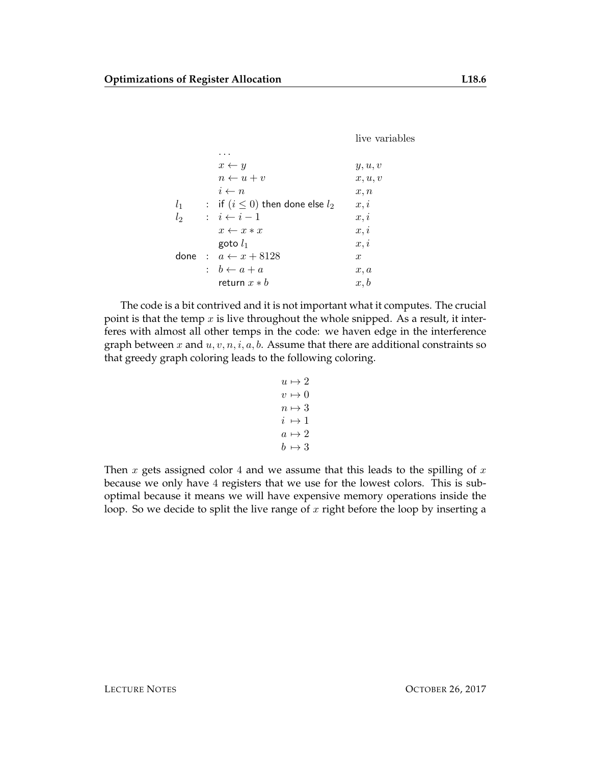|  |  |  | live variables |
|---|---|---|---|
|  |  | ... |  |
|  |  | $x \leftarrow y$ | $y, u, v$ |
|  |  | $n \leftarrow u + v$ | $x, u, v$ |
|  |  | $i \leftarrow n$ | $x, n$ |
| $l_1$ | : | if $(i \leq 0)$ then done else $l_2$ | $x, i$ |
| $l_2$ | : | $i \leftarrow i - 1$ | $x, i$ |
|  |  | $x \leftarrow x * x$ | $x, i$ |
|  |  | goto $l_1$ | $x, i$ |
| done | : | $a \leftarrow x + 8128$ | $x$ |
|  | : | $b \leftarrow a + a$ | $x, a$ |
|  |  | return $x * b$ | $x, b$ |

The code is a bit contrived and it is not important what it computes. The crucial point is that the temp $x$ is live throughout the whole snipped. As a result, it interferes with almost all other temps in the code: we haven edge in the interference graph between $x$ and $u, v, n, i, a, b$. Assume that there are additional constraints so that greedy graph coloring leads to the following coloring.

$$
\begin{aligned}
u &\mapsto 2 \\
v &\mapsto 0 \\
n &\mapsto 3 \\
i &\mapsto 1 \\
a &\mapsto 2 \\
b &\mapsto 3
\end{aligned}
$$

Then $x$ gets assigned color 4 and we assume that this leads to the spilling of $x$ because we only have 4 registers that we use for the lowest colors. This is suboptimal because it means we will have expensive memory operations inside the loop. So we decide to split the live range of $x$ right before the loop by inserting a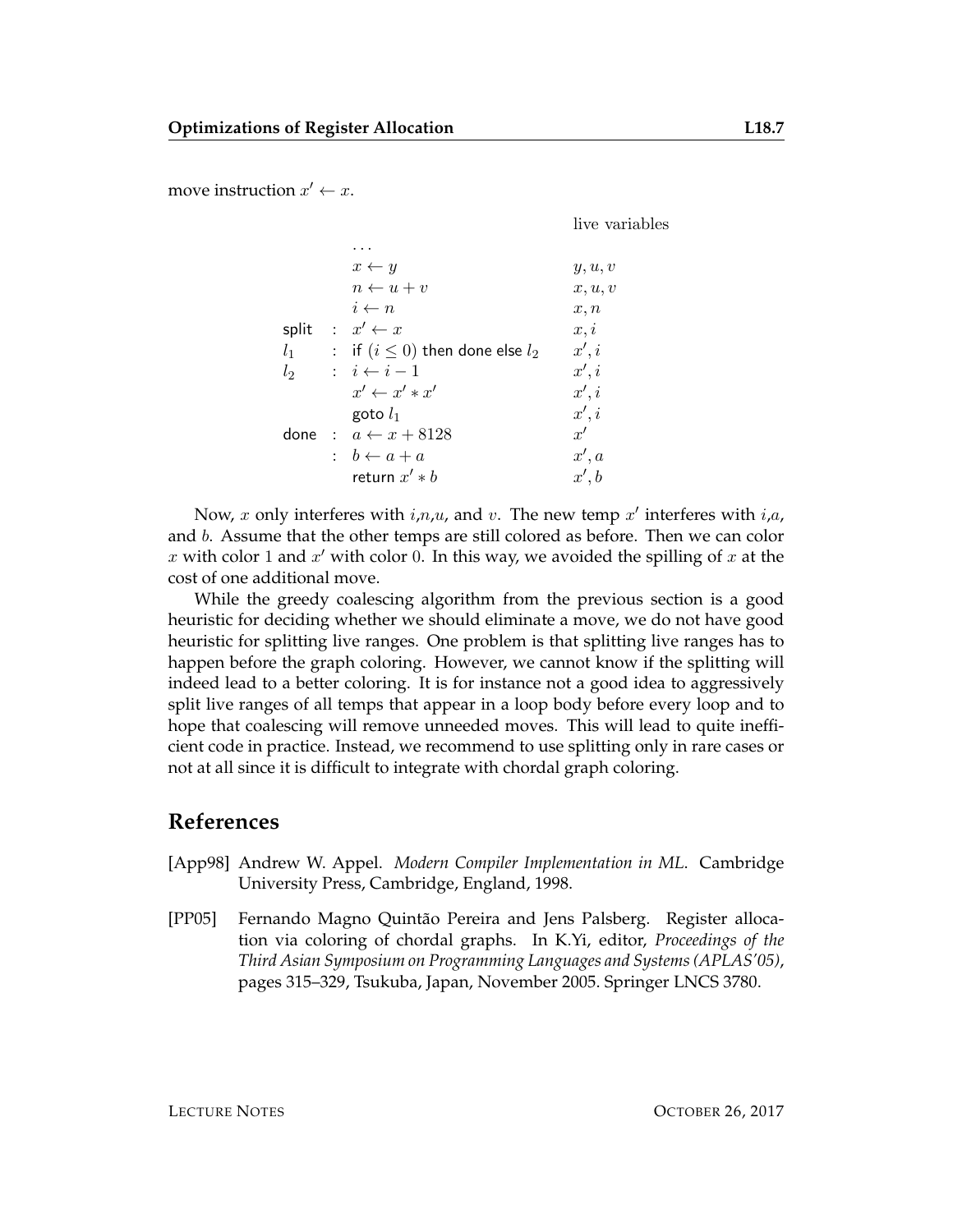move instruction $x' \leftarrow x$.

| | | | live variables |
|---|---|---|---|
| | | $\ldots$ | |
| | | $x \leftarrow y$ | $y, u, v$ |
| | | $n \leftarrow u + v$ | $x, u, v$ |
| | | $i \leftarrow n$ | $x, n$ |
| split | : | $x' \leftarrow x$ | $x, i$ |
| $l_1$ | : | if $(i \leq 0)$ then done else $l_2$ | $x', i$ |
| $l_2$ | : | $i \leftarrow i - 1$ | $x', i$ |
| | | $x' \leftarrow x' * x'$ | $x', i$ |
| | | goto $l_1$ | $x', i$ |
| done | : | $a \leftarrow x + 8128$ | $x'$ |
| | : | $b \leftarrow a + a$ | $x', a$ |
| | | return $x' * b$ | $x', b$ |

Now, $x$ only interferes with $i$,$n$,$u$, and $v$. The new temp $x'$ interferes with $i$,$a$, and $b$. Assume that the other temps are still colored as before. Then we can color $x$ with color 1 and $x'$ with color 0. In this way, we avoided the spilling of $x$ at the cost of one additional move.

While the greedy coalescing algorithm from the previous section is a good heuristic for deciding whether we should eliminate a move, we do not have good heuristic for splitting live ranges. One problem is that splitting live ranges has to happen before the graph coloring. However, we cannot know if the splitting will indeed lead to a better coloring. It is for instance not a good idea to aggressively split live ranges of all temps that appear in a loop body before every loop and to hope that coalescing will remove unneeded moves. This will lead to quite inefficient code in practice. Instead, we recommend to use splitting only in rare cases or not at all since it is difficult to integrate with chordal graph coloring.

## References

[App98] Andrew W. Appel. *Modern Compiler Implementation in ML*. Cambridge University Press, Cambridge, England, 1998.

[PP05] Fernando Magno Quintão Pereira and Jens Palsberg. Register allocation via coloring of chordal graphs. In K.Yi, editor, *Proceedings of the Third Asian Symposium on Programming Languages and Systems (APLAS'05)*, pages 315–329, Tsukuba, Japan, November 2005. Springer LNCS 3780.